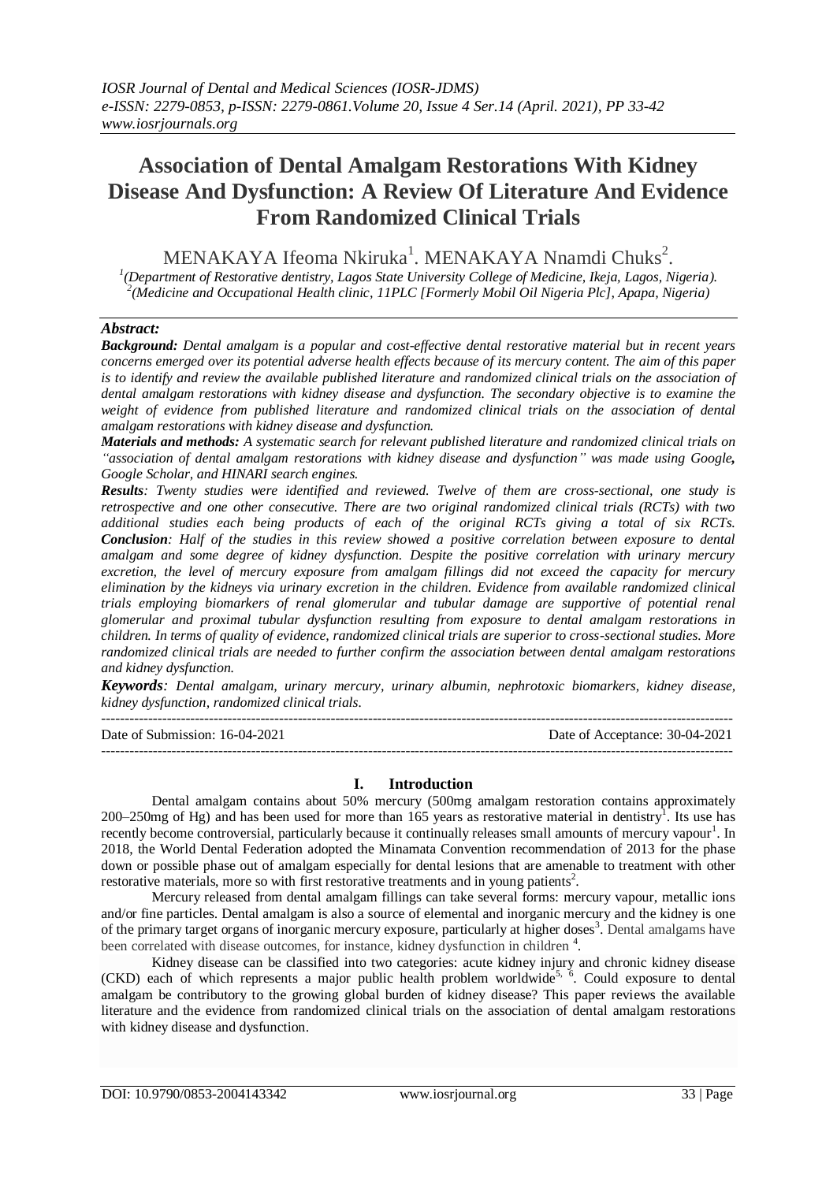# Association of Dental Amalgam Restorations With Kidney Disease And Dysfunction: A Review Of Literature And Evidence From Randomized Clinical Trials

MENAKAYA Ifeoma Nkiruka[1]. MENAKAYA Nnamdi Chuks[2].

[1](Department of Restorative dentistry, Lagos State University College of Medicine, Ikeja, Lagos, Nigeria).
[2](Medicine and Occupational Health clinic, 11PLC [Formerly Mobil Oil Nigeria Plc], Apapa, Nigeria)

## Abstract:

***Background:*** *Dental amalgam is a popular and cost-effective dental restorative material but in recent years concerns emerged over its potential adverse health effects because of its mercury content. The aim of this paper is to identify and review the available published literature and randomized clinical trials on the association of dental amalgam restorations with kidney disease and dysfunction. The secondary objective is to examine the weight of evidence from published literature and randomized clinical trials on the association of dental amalgam restorations with kidney disease and dysfunction.*

***Materials and methods:*** *A systematic search for relevant published literature and randomized clinical trials on "association of dental amalgam restorations with kidney disease and dysfunction" was made using Google, Google Scholar, and HINARI search engines.*

***Results:*** *Twenty studies were identified and reviewed. Twelve of them are cross-sectional, one study is retrospective and one other consecutive. There are two original randomized clinical trials (RCTs) with two additional studies each being products of each of the original RCTs giving a total of six RCTs.*

***Conclusion:*** *Half of the studies in this review showed a positive correlation between exposure to dental amalgam and some degree of kidney dysfunction. Despite the positive correlation with urinary mercury excretion, the level of mercury exposure from amalgam fillings did not exceed the capacity for mercury elimination by the kidneys via urinary excretion in the children. Evidence from available randomized clinical trials employing biomarkers of renal glomerular and tubular damage are supportive of potential renal glomerular and proximal tubular dysfunction resulting from exposure to dental amalgam restorations in children. In terms of quality of evidence, randomized clinical trials are superior to cross-sectional studies. More randomized clinical trials are needed to further confirm the association between dental amalgam restorations and kidney dysfunction.*

***Keywords****: Dental amalgam, urinary mercury, urinary albumin, nephrotoxic biomarkers, kidney disease, kidney dysfunction, randomized clinical trials.*

---

Date of Submission: 16-04-2021 Date of Acceptance: 30-04-2021

---

## I. Introduction

Dental amalgam contains about 50% mercury (500mg amalgam restoration contains approximately 200–250mg of Hg) and has been used for more than 165 years as restorative material in dentistry[1]. Its use has recently become controversial, particularly because it continually releases small amounts of mercury vapour[1]. In 2018, the World Dental Federation adopted the Minamata Convention recommendation of 2013 for the phase down or possible phase out of amalgam especially for dental lesions that are amenable to treatment with other restorative materials, more so with first restorative treatments and in young patients[2].

Mercury released from dental amalgam fillings can take several forms: mercury vapour, metallic ions and/or fine particles. Dental amalgam is also a source of elemental and inorganic mercury and the kidney is one of the primary target organs of inorganic mercury exposure, particularly at higher doses[3]. Dental amalgams have been correlated with disease outcomes, for instance, kidney dysfunction in children [4].

Kidney disease can be classified into two categories: acute kidney injury and chronic kidney disease (CKD) each of which represents a major public health problem worldwide[5, 6]. Could exposure to dental amalgam be contributory to the growing global burden of kidney disease? This paper reviews the available literature and the evidence from randomized clinical trials on the association of dental amalgam restorations with kidney disease and dysfunction.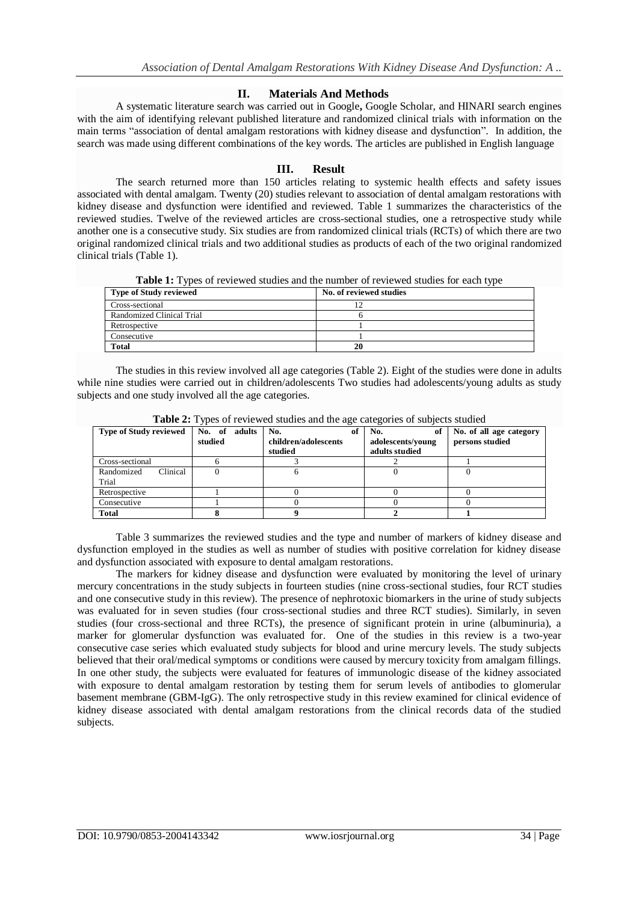## II. Materials And Methods

A systematic literature search was carried out in Google**,** Google Scholar, and HINARI search engines with the aim of identifying relevant published literature and randomized clinical trials with information on the main terms "association of dental amalgam restorations with kidney disease and dysfunction". In addition, the search was made using different combinations of the key words. The articles are published in English language

## III. Result

The search returned more than 150 articles relating to systemic health effects and safety issues associated with dental amalgam. Twenty (20) studies relevant to association of dental amalgam restorations with kidney disease and dysfunction were identified and reviewed. Table 1 summarizes the characteristics of the reviewed studies. Twelve of the reviewed articles are cross-sectional studies, one a retrospective study while another one is a consecutive study. Six studies are from randomized clinical trials (RCTs) of which there are two original randomized clinical trials and two additional studies as products of each of the two original randomized clinical trials (Table 1).

**Table 1:** Types of reviewed studies and the number of reviewed studies for each type

| Type of Study reviewed | No. of reviewed studies |
|---|---|
| Cross-sectional | 12 |
| Randomized Clinical Trial | 6 |
| Retrospective | 1 |
| Consecutive | 1 |
| **Total** | **20** |

The studies in this review involved all age categories (Table 2). Eight of the studies were done in adults while nine studies were carried out in children/adolescents Two studies had adolescents/young adults as study subjects and one study involved all the age categories.

**Table 2:** Types of reviewed studies and the age categories of subjects studied

| Type of Study reviewed | No. of adults studied | No. of children/adolescents studied | No. of adolescents/young adults studied | No. of all age category persons studied |
|---|---|---|---|---|
| Cross-sectional | 6 | 3 | 2 | 1 |
| Randomized Clinical Trial | 0 | 6 | 0 | 0 |
| Retrospective | 1 | 0 | 0 | 0 |
| Consecutive | 1 | 0 | 0 | 0 |
| **Total** | **8** | **9** | **2** | **1** |

Table 3 summarizes the reviewed studies and the type and number of markers of kidney disease and dysfunction employed in the studies as well as number of studies with positive correlation for kidney disease and dysfunction associated with exposure to dental amalgam restorations.

The markers for kidney disease and dysfunction were evaluated by monitoring the level of urinary mercury concentrations in the study subjects in fourteen studies (nine cross-sectional studies, four RCT studies and one consecutive study in this review). The presence of nephrotoxic biomarkers in the urine of study subjects was evaluated for in seven studies (four cross-sectional studies and three RCT studies). Similarly, in seven studies (four cross-sectional and three RCTs), the presence of significant protein in urine (albuminuria), a marker for glomerular dysfunction was evaluated for. One of the studies in this review is a two-year consecutive case series which evaluated study subjects for blood and urine mercury levels. The study subjects believed that their oral/medical symptoms or conditions were caused by mercury toxicity from amalgam fillings. In one other study, the subjects were evaluated for features of immunologic disease of the kidney associated with exposure to dental amalgam restoration by testing them for serum levels of antibodies to glomerular basement membrane (GBM-IgG). The only retrospective study in this review examined for clinical evidence of kidney disease associated with dental amalgam restorations from the clinical records data of the studied subjects.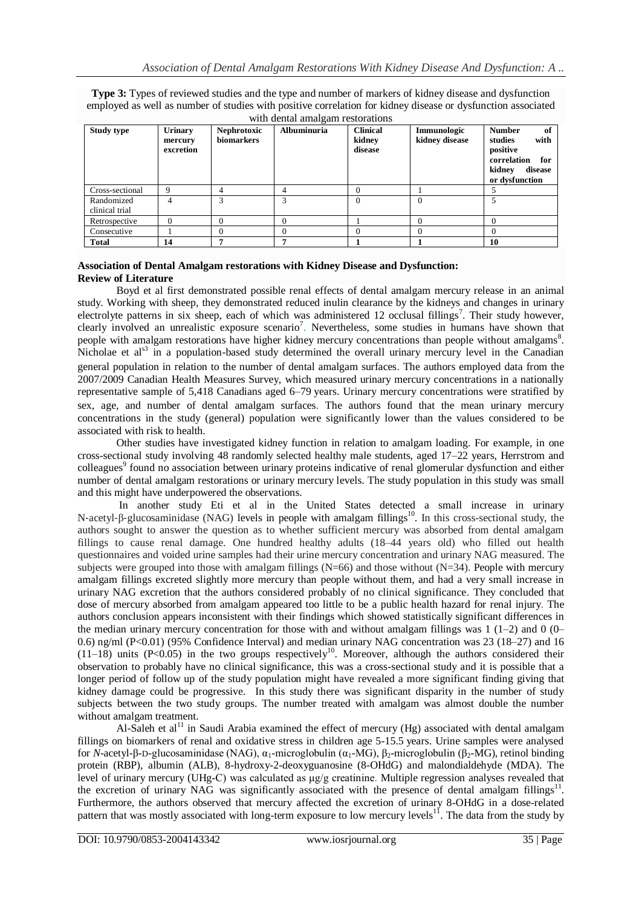**Type 3:** Types of reviewed studies and the type and number of markers of kidney disease and dysfunction employed as well as number of studies with positive correlation for kidney disease or dysfunction associated with dental amalgam restorations

| Study type | Urinary mercury excretion | Nephrotoxic biomarkers | Albuminuria | Clinical kidney disease | Immunologic kidney disease | Number of studies with positive correlation for kidney disease or dysfunction |
|---|---|---|---|---|---|---|
| Cross-sectional | 9 | 4 | 4 | 0 | 1 | 5 |
| Randomized clinical trial | 4 | 3 | 3 | 0 | 0 | 5 |
| Retrospective | 0 | 0 | 0 | 1 | 0 | 0 |
| Consecutive | 1 | 0 | 0 | 0 | 0 | 0 |
| **Total** | **14** | **7** | **7** | **1** | **1** | **10** |

**Association of Dental Amalgam restorations with Kidney Disease and Dysfunction:**
**Review of Literature**

Boyd et al first demonstrated possible renal effects of dental amalgam mercury release in an animal study. Working with sheep, they demonstrated reduced inulin clearance by the kidneys and changes in urinary electrolyte patterns in six sheep, each of which was administered 12 occlusal fillings[7]. Their study however, clearly involved an unrealistic exposure scenario[7]. Nevertheless, some studies in humans have shown that people with amalgam restorations have higher kidney mercury concentrations than people without amalgams[8]. Nicholae et al[s3] in a population-based study determined the overall urinary mercury level in the Canadian general population in relation to the number of dental amalgam surfaces. The authors employed data from the 2007/2009 Canadian Health Measures Survey, which measured urinary mercury concentrations in a nationally representative sample of 5,418 Canadians aged 6–79 years. Urinary mercury concentrations were stratified by sex, age, and number of dental amalgam surfaces. The authors found that the mean urinary mercury concentrations in the study (general) population were significantly lower than the values considered to be associated with risk to health.

Other studies have investigated kidney function in relation to amalgam loading. For example, in one cross-sectional study involving 48 randomly selected healthy male students, aged 17–22 years, Herrstrom and colleagues[9] found no association between urinary proteins indicative of renal glomerular dysfunction and either number of dental amalgam restorations or urinary mercury levels. The study population in this study was small and this might have underpowered the observations.

In another study Eti et al in the United States detected a small increase in urinary N-acetyl-β-glucosaminidase (NAG) levels in people with amalgam fillings[10]. In this cross-sectional study, the authors sought to answer the question as to whether sufficient mercury was absorbed from dental amalgam fillings to cause renal damage. One hundred healthy adults (18–44 years old) who filled out health questionnaires and voided urine samples had their urine mercury concentration and urinary NAG measured. The subjects were grouped into those with amalgam fillings (N=66) and those without (N=34). People with mercury amalgam fillings excreted slightly more mercury than people without them, and had a very small increase in urinary NAG excretion that the authors considered probably of no clinical significance. They concluded that dose of mercury absorbed from amalgam appeared too little to be a public health hazard for renal injury. The authors conclusion appears inconsistent with their findings which showed statistically significant differences in the median urinary mercury concentration for those with and without amalgam fillings was 1 (1–2) and 0 (0–0.6) ng/ml ($P<0.01$) (95% Confidence Interval) and median urinary NAG concentration was 23 (18–27) and 16 (11–18) units ($P<0.05$) in the two groups respectively[10]. Moreover, although the authors considered their observation to probably have no clinical significance, this was a cross-sectional study and it is possible that a longer period of follow up of the study population might have revealed a more significant finding giving that kidney damage could be progressive. In this study there was significant disparity in the number of study subjects between the two study groups. The number treated with amalgam was almost double the number without amalgam treatment.

Al-Saleh et al[11] in Saudi Arabia examined the effect of mercury (Hg) associated with dental amalgam fillings on biomarkers of renal and oxidative stress in children age 5-15.5 years. Urine samples were analysed for *N*-acetyl-β-D-glucosaminidase (NAG), $\alpha_1$-microglobulin ($\alpha_1$-MG), $\beta_2$-microglobulin ($\beta_2$-MG), retinol binding protein (RBP), albumin (ALB), 8-hydroxy-2-deoxyguanosine (8-OHdG) and malondialdehyde (MDA). The level of urinary mercury (UHg-C) was calculated as μg/g creatinine. Multiple regression analyses revealed that the excretion of urinary NAG was significantly associated with the presence of dental amalgam fillings[11]. Furthermore, the authors observed that mercury affected the excretion of urinary 8-OHdG in a dose-related pattern that was mostly associated with long-term exposure to low mercury levels[11]. The data from the study by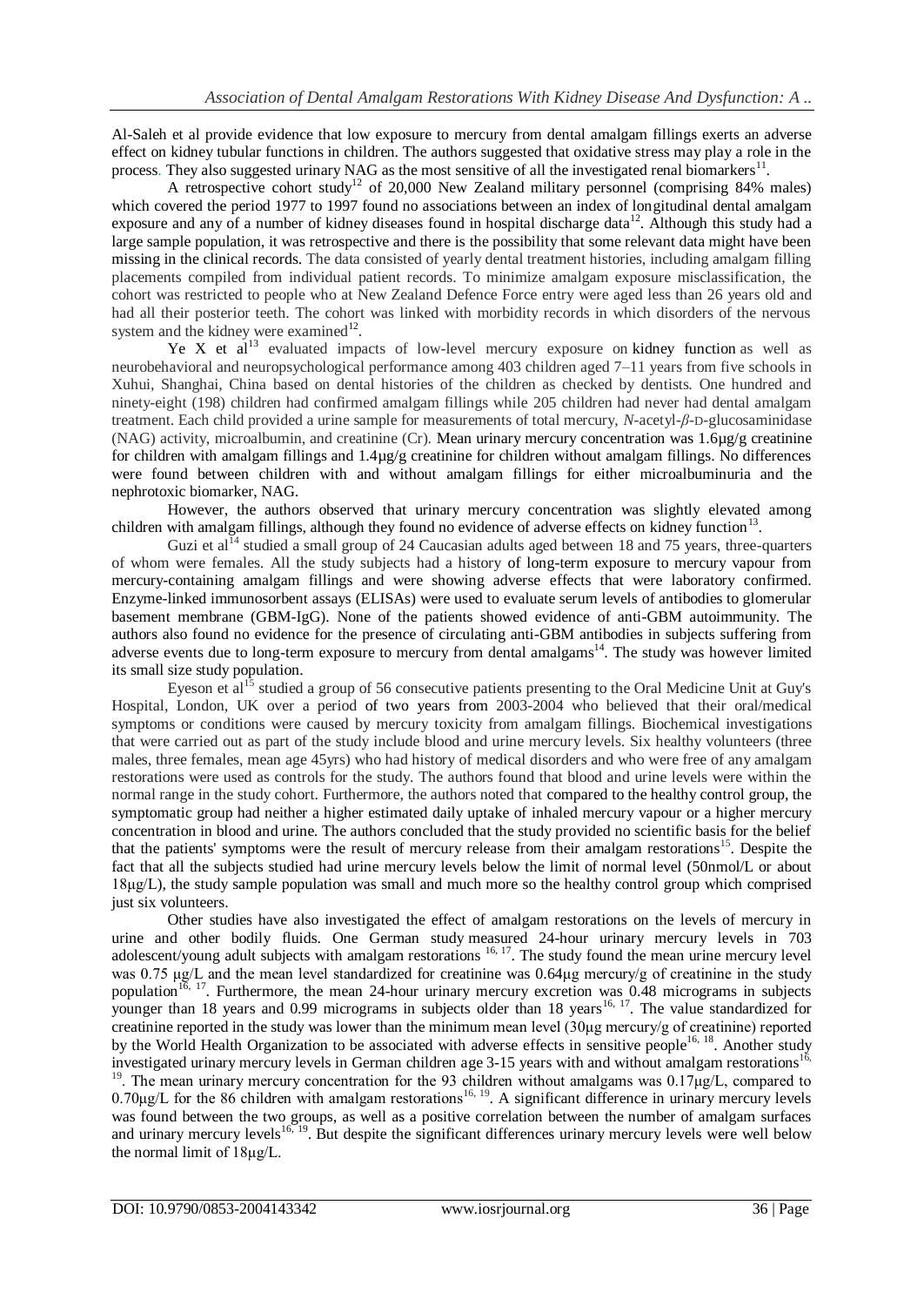Al-Saleh et al provide evidence that low exposure to mercury from dental amalgam fillings exerts an adverse effect on kidney tubular functions in children. The authors suggested that oxidative stress may play a role in the process. They also suggested urinary NAG as the most sensitive of all the investigated renal biomarkers[11].

A retrospective cohort study[12] of 20,000 New Zealand military personnel (comprising 84% males) which covered the period 1977 to 1997 found no associations between an index of longitudinal dental amalgam exposure and any of a number of kidney diseases found in hospital discharge data[12]. Although this study had a large sample population, it was retrospective and there is the possibility that some relevant data might have been missing in the clinical records. The data consisted of yearly dental treatment histories, including amalgam filling placements compiled from individual patient records. To minimize amalgam exposure misclassification, the cohort was restricted to people who at New Zealand Defence Force entry were aged less than 26 years old and had all their posterior teeth. The cohort was linked with morbidity records in which disorders of the nervous system and the kidney were examined[12].

Ye X et al[13] evaluated impacts of low-level mercury exposure on kidney function as well as neurobehavioral and neuropsychological performance among 403 children aged 7–11 years from five schools in Xuhui, Shanghai, China based on dental histories of the children as checked by dentists. One hundred and ninety-eight (198) children had confirmed amalgam fillings while 205 children had never had dental amalgam treatment. Each child provided a urine sample for measurements of total mercury, *N*-acetyl-*β*-D-glucosaminidase (NAG) activity, microalbumin, and creatinine (Cr). Mean urinary mercury concentration was 1.6µg/g creatinine for children with amalgam fillings and 1.4µg/g creatinine for children without amalgam fillings. No differences were found between children with and without amalgam fillings for either microalbuminuria and the nephrotoxic biomarker, NAG.

However, the authors observed that urinary mercury concentration was slightly elevated among children with amalgam fillings, although they found no evidence of adverse effects on kidney function[13].

Guzi et al[14] studied a small group of 24 Caucasian adults aged between 18 and 75 years, three-quarters of whom were females. All the study subjects had a history of long-term exposure to mercury vapour from mercury-containing amalgam fillings and were showing adverse effects that were laboratory confirmed. Enzyme-linked immunosorbent assays (ELISAs) were used to evaluate serum levels of antibodies to glomerular basement membrane (GBM-IgG). None of the patients showed evidence of anti-GBM autoimmunity. The authors also found no evidence for the presence of circulating anti-GBM antibodies in subjects suffering from adverse events due to long-term exposure to mercury from dental amalgams[14]. The study was however limited its small size study population.

Eyeson et al[15] studied a group of 56 consecutive patients presenting to the Oral Medicine Unit at Guy's Hospital, London, UK over a period of two years from 2003-2004 who believed that their oral/medical symptoms or conditions were caused by mercury toxicity from amalgam fillings. Biochemical investigations that were carried out as part of the study include blood and urine mercury levels. Six healthy volunteers (three males, three females, mean age 45yrs) who had history of medical disorders and who were free of any amalgam restorations were used as controls for the study. The authors found that blood and urine levels were within the normal range in the study cohort. Furthermore, the authors noted that compared to the healthy control group, the symptomatic group had neither a higher estimated daily uptake of inhaled mercury vapour or a higher mercury concentration in blood and urine. The authors concluded that the study provided no scientific basis for the belief that the patients' symptoms were the result of mercury release from their amalgam restorations[15]. Despite the fact that all the subjects studied had urine mercury levels below the limit of normal level (50nmol/L or about 18µg/L), the study sample population was small and much more so the healthy control group which comprised just six volunteers.

Other studies have also investigated the effect of amalgam restorations on the levels of mercury in urine and other bodily fluids. One German study measured 24-hour urinary mercury levels in 703 adolescent/young adult subjects with amalgam restorations [16, 17]. The study found the mean urine mercury level was 0.75 µg/L and the mean level standardized for creatinine was 0.64µg mercury/g of creatinine in the study population[16, 17]. Furthermore, the mean 24-hour urinary mercury excretion was 0.48 micrograms in subjects younger than 18 years and 0.99 micrograms in subjects older than 18 years[16, 17]. The value standardized for creatinine reported in the study was lower than the minimum mean level (30µg mercury/g of creatinine) reported by the World Health Organization to be associated with adverse effects in sensitive people[16, 18]. Another study investigated urinary mercury levels in German children age 3-15 years with and without amalgam restorations[16, 19]. The mean urinary mercury concentration for the 93 children without amalgams was 0.17µg/L, compared to 0.70µg/L for the 86 children with amalgam restorations[16, 19]. A significant difference in urinary mercury levels was found between the two groups, as well as a positive correlation between the number of amalgam surfaces and urinary mercury levels[16, 19]. But despite the significant differences urinary mercury levels were well below the normal limit of 18µg/L.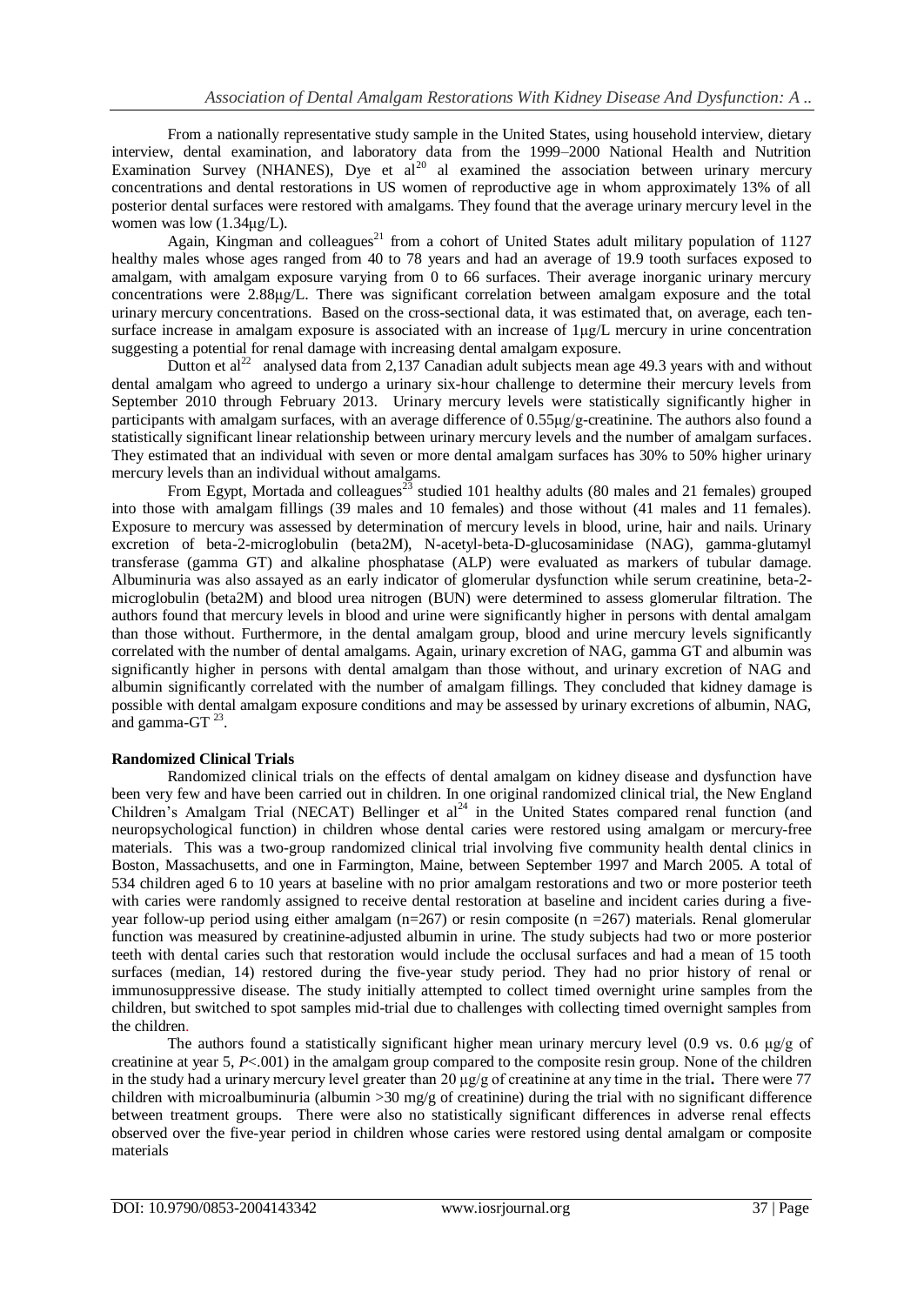From a nationally representative study sample in the United States, using household interview, dietary interview, dental examination, and laboratory data from the 1999–2000 National Health and Nutrition Examination Survey (NHANES), Dye et al[20] al examined the association between urinary mercury concentrations and dental restorations in US women of reproductive age in whom approximately 13% of all posterior dental surfaces were restored with amalgams. They found that the average urinary mercury level in the women was low (1.34μg/L).

Again, Kingman and colleagues[21] from a cohort of United States adult military population of 1127 healthy males whose ages ranged from 40 to 78 years and had an average of 19.9 tooth surfaces exposed to amalgam, with amalgam exposure varying from 0 to 66 surfaces. Their average inorganic urinary mercury concentrations were 2.88μg/L. There was significant correlation between amalgam exposure and the total urinary mercury concentrations. Based on the cross-sectional data, it was estimated that, on average, each ten-surface increase in amalgam exposure is associated with an increase of 1μg/L mercury in urine concentration suggesting a potential for renal damage with increasing dental amalgam exposure.

Dutton et al[22] analysed data from 2,137 Canadian adult subjects mean age 49.3 years with and without dental amalgam who agreed to undergo a urinary six-hour challenge to determine their mercury levels from September 2010 through February 2013. Urinary mercury levels were statistically significantly higher in participants with amalgam surfaces, with an average difference of 0.55μg/g-creatinine. The authors also found a statistically significant linear relationship between urinary mercury levels and the number of amalgam surfaces. They estimated that an individual with seven or more dental amalgam surfaces has 30% to 50% higher urinary mercury levels than an individual without amalgams.

From Egypt, Mortada and colleagues[23] studied 101 healthy adults (80 males and 21 females) grouped into those with amalgam fillings (39 males and 10 females) and those without (41 males and 11 females). Exposure to mercury was assessed by determination of mercury levels in blood, urine, hair and nails. Urinary excretion of beta-2-microglobulin (beta2M), N-acetyl-beta-D-glucosaminidase (NAG), gamma-glutamyl transferase (gamma GT) and alkaline phosphatase (ALP) were evaluated as markers of tubular damage. Albuminuria was also assayed as an early indicator of glomerular dysfunction while serum creatinine, beta-2-microglobulin (beta2M) and blood urea nitrogen (BUN) were determined to assess glomerular filtration. The authors found that mercury levels in blood and urine were significantly higher in persons with dental amalgam than those without. Furthermore, in the dental amalgam group, blood and urine mercury levels significantly correlated with the number of dental amalgams. Again, urinary excretion of NAG, gamma GT and albumin was significantly higher in persons with dental amalgam than those without, and urinary excretion of NAG and albumin significantly correlated with the number of amalgam fillings. They concluded that kidney damage is possible with dental amalgam exposure conditions and may be assessed by urinary excretions of albumin, NAG, and gamma-GT [23].

**Randomized Clinical Trials**

Randomized clinical trials on the effects of dental amalgam on kidney disease and dysfunction have been very few and have been carried out in children. In one original randomized clinical trial, the New England Children's Amalgam Trial (NECAT) Bellinger et al[24] in the United States compared renal function (and neuropsychological function) in children whose dental caries were restored using amalgam or mercury-free materials. This was a two-group randomized clinical trial involving five community health dental clinics in Boston, Massachusetts, and one in Farmington, Maine, between September 1997 and March 2005. A total of 534 children aged 6 to 10 years at baseline with no prior amalgam restorations and two or more posterior teeth with caries were randomly assigned to receive dental restoration at baseline and incident caries during a five-year follow-up period using either amalgam (n=267) or resin composite (n =267) materials. Renal glomerular function was measured by creatinine-adjusted albumin in urine. The study subjects had two or more posterior teeth with dental caries such that restoration would include the occlusal surfaces and had a mean of 15 tooth surfaces (median, 14) restored during the five-year study period. They had no prior history of renal or immunosuppressive disease. The study initially attempted to collect timed overnight urine samples from the children, but switched to spot samples mid-trial due to challenges with collecting timed overnight samples from the children.

The authors found a statistically significant higher mean urinary mercury level (0.9 vs. 0.6 μg/g of creatinine at year 5, *P*<.001) in the amalgam group compared to the composite resin group. None of the children in the study had a urinary mercury level greater than 20 μg/g of creatinine at any time in the trial**.** There were 77 children with microalbuminuria (albumin >30 mg/g of creatinine) during the trial with no significant difference between treatment groups. There were also no statistically significant differences in adverse renal effects observed over the five-year period in children whose caries were restored using dental amalgam or composite materials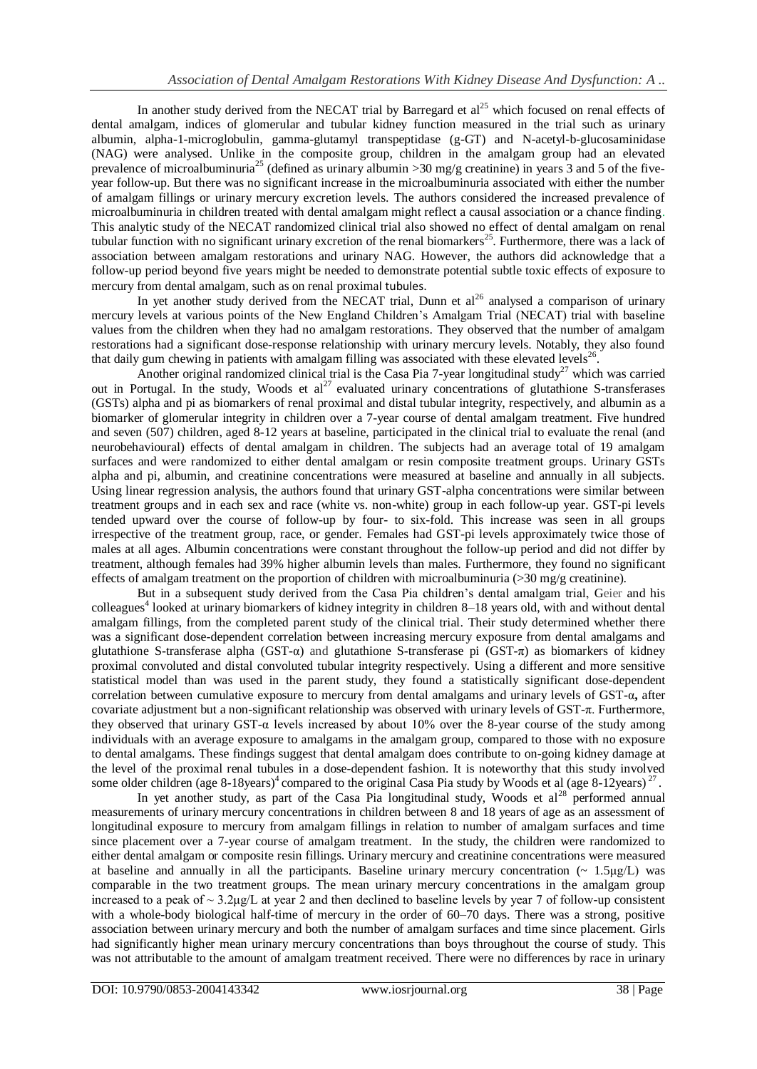In another study derived from the NECAT trial by Barregard et al[25] which focused on renal effects of dental amalgam, indices of glomerular and tubular kidney function measured in the trial such as urinary albumin, alpha-1-microglobulin, gamma-glutamyl transpeptidase (g-GT) and N-acetyl-b-glucosaminidase (NAG) were analysed. Unlike in the composite group, children in the amalgam group had an elevated prevalence of microalbuminuria[25] (defined as urinary albumin >30 mg/g creatinine) in years 3 and 5 of the five-year follow-up. But there was no significant increase in the microalbuminuria associated with either the number of amalgam fillings or urinary mercury excretion levels. The authors considered the increased prevalence of microalbuminuria in children treated with dental amalgam might reflect a causal association or a chance finding. This analytic study of the NECAT randomized clinical trial also showed no effect of dental amalgam on renal tubular function with no significant urinary excretion of the renal biomarkers[25]. Furthermore, there was a lack of association between amalgam restorations and urinary NAG. However, the authors did acknowledge that a follow-up period beyond five years might be needed to demonstrate potential subtle toxic effects of exposure to mercury from dental amalgam, such as on renal proximal tubules.

In yet another study derived from the NECAT trial, Dunn et al[26] analysed a comparison of urinary mercury levels at various points of the New England Children's Amalgam Trial (NECAT) trial with baseline values from the children when they had no amalgam restorations. They observed that the number of amalgam restorations had a significant dose-response relationship with urinary mercury levels. Notably, they also found that daily gum chewing in patients with amalgam filling was associated with these elevated levels[26].

Another original randomized clinical trial is the Casa Pia 7-year longitudinal study[27] which was carried out in Portugal. In the study, Woods et al[27] evaluated urinary concentrations of glutathione S-transferases (GSTs) alpha and pi as biomarkers of renal proximal and distal tubular integrity, respectively, and albumin as a biomarker of glomerular integrity in children over a 7-year course of dental amalgam treatment. Five hundred and seven (507) children, aged 8-12 years at baseline, participated in the clinical trial to evaluate the renal (and neurobehavioural) effects of dental amalgam in children. The subjects had an average total of 19 amalgam surfaces and were randomized to either dental amalgam or resin composite treatment groups. Urinary GSTs alpha and pi, albumin, and creatinine concentrations were measured at baseline and annually in all subjects. Using linear regression analysis, the authors found that urinary GST-alpha concentrations were similar between treatment groups and in each sex and race (white vs. non-white) group in each follow-up year. GST-pi levels tended upward over the course of follow-up by four- to six-fold. This increase was seen in all groups irrespective of the treatment group, race, or gender. Females had GST-pi levels approximately twice those of males at all ages. Albumin concentrations were constant throughout the follow-up period and did not differ by treatment, although females had 39% higher albumin levels than males. Furthermore, they found no significant effects of amalgam treatment on the proportion of children with microalbuminuria (>30 mg/g creatinine).

But in a subsequent study derived from the Casa Pia children's dental amalgam trial, Geier and his colleagues[4] looked at urinary biomarkers of kidney integrity in children 8–18 years old, with and without dental amalgam fillings, from the completed parent study of the clinical trial. Their study determined whether there was a significant dose-dependent correlation between increasing mercury exposure from dental amalgams and glutathione S-transferase alpha (GST-α) and glutathione S-transferase pi (GST-π) as biomarkers of kidney proximal convoluted and distal convoluted tubular integrity respectively. Using a different and more sensitive statistical model than was used in the parent study, they found a statistically significant dose-dependent correlation between cumulative exposure to mercury from dental amalgams and urinary levels of GST-α**,** after covariate adjustment but a non-significant relationship was observed with urinary levels of GST-π. Furthermore, they observed that urinary GST-α levels increased by about 10% over the 8-year course of the study among individuals with an average exposure to amalgams in the amalgam group, compared to those with no exposure to dental amalgams. These findings suggest that dental amalgam does contribute to on-going kidney damage at the level of the proximal renal tubules in a dose-dependent fashion. It is noteworthy that this study involved some older children (age 8-18years)[4] compared to the original Casa Pia study by Woods et al (age 8-12years)[27].

In yet another study, as part of the Casa Pia longitudinal study, Woods et al[28] performed annual measurements of urinary mercury concentrations in children between 8 and 18 years of age as an assessment of longitudinal exposure to mercury from amalgam fillings in relation to number of amalgam surfaces and time since placement over a 7-year course of amalgam treatment. In the study, the children were randomized to either dental amalgam or composite resin fillings. Urinary mercury and creatinine concentrations were measured at baseline and annually in all the participants. Baseline urinary mercury concentration (~ 1.5μg/L) was comparable in the two treatment groups. The mean urinary mercury concentrations in the amalgam group increased to a peak of ~ 3.2μg/L at year 2 and then declined to baseline levels by year 7 of follow-up consistent with a whole-body biological half-time of mercury in the order of 60–70 days. There was a strong, positive association between urinary mercury and both the number of amalgam surfaces and time since placement. Girls had significantly higher mean urinary mercury concentrations than boys throughout the course of study. This was not attributable to the amount of amalgam treatment received. There were no differences by race in urinary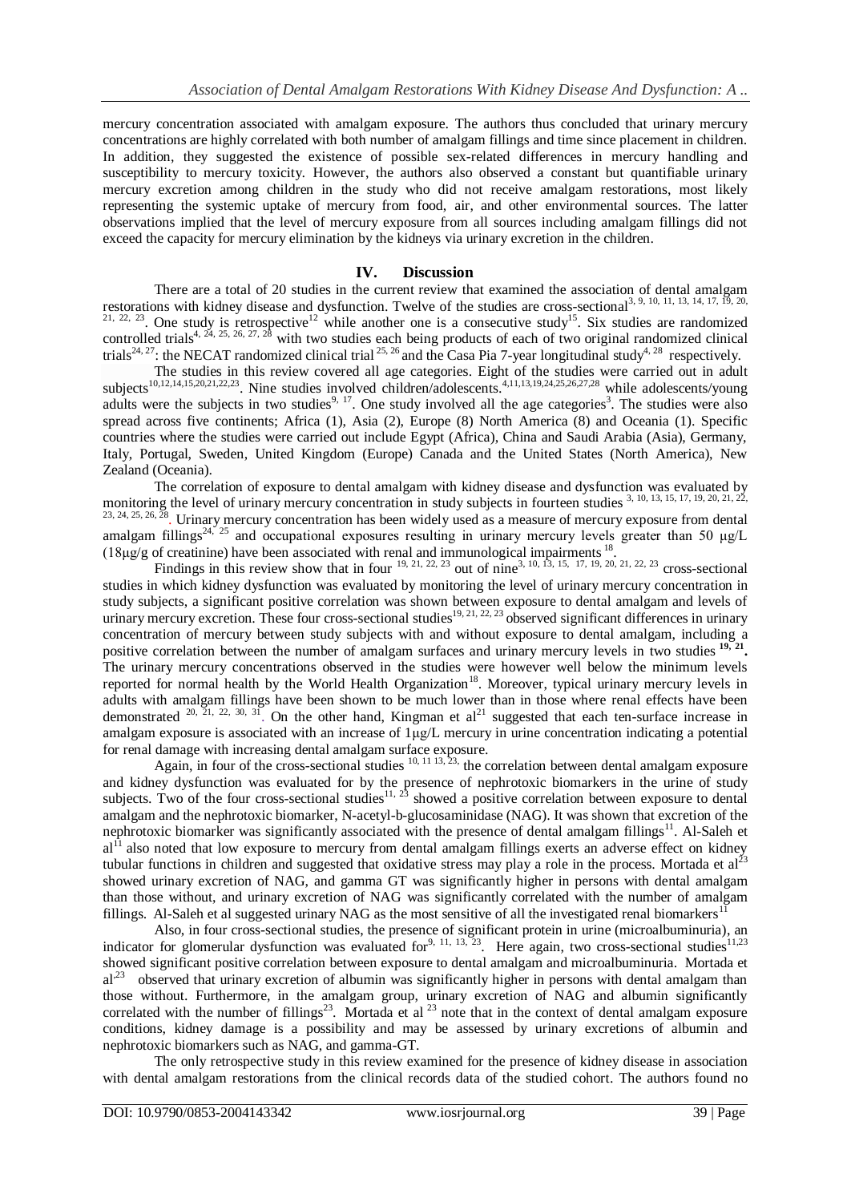mercury concentration associated with amalgam exposure. The authors thus concluded that urinary mercury concentrations are highly correlated with both number of amalgam fillings and time since placement in children. In addition, they suggested the existence of possible sex-related differences in mercury handling and susceptibility to mercury toxicity. However, the authors also observed a constant but quantifiable urinary mercury excretion among children in the study who did not receive amalgam restorations, most likely representing the systemic uptake of mercury from food, air, and other environmental sources. The latter observations implied that the level of mercury exposure from all sources including amalgam fillings did not exceed the capacity for mercury elimination by the kidneys via urinary excretion in the children.

## IV. Discussion

There are a total of 20 studies in the current review that examined the association of dental amalgam restorations with kidney disease and dysfunction. Twelve of the studies are cross-sectional[3, 9, 10, 11, 13, 14, 17, 19, 20, 21, 22, 23]. One study is retrospective[12] while another one is a consecutive study[15]. Six studies are randomized controlled trials[4, 24, 25, 26, 27, 28] with two studies each being products of each of two original randomized clinical trials[24, 27]: the NECAT randomized clinical trial [25, 26] and the Casa Pia 7-year longitudinal study[4, 28] respectively.

The studies in this review covered all age categories. Eight of the studies were carried out in adult subjects[10,12,14,15,20,21,22,23]. Nine studies involved children/adolescents.[4,11,13,19,24,25,26,27,28] while adolescents/young adults were the subjects in two studies[9, 17]. One study involved all the age categories[3]. The studies were also spread across five continents; Africa (1), Asia (2), Europe (8) North America (8) and Oceania (1). Specific countries where the studies were carried out include Egypt (Africa), China and Saudi Arabia (Asia), Germany, Italy, Portugal, Sweden, United Kingdom (Europe) Canada and the United States (North America), New Zealand (Oceania).

The correlation of exposure to dental amalgam with kidney disease and dysfunction was evaluated by monitoring the level of urinary mercury concentration in study subjects in fourteen studies [3, 10, 13, 15, 17, 19, 20, 21, 22, 23, 24, 25, 26, 28]. Urinary mercury concentration has been widely used as a measure of mercury exposure from dental amalgam fillings[24, 25] and occupational exposures resulting in urinary mercury levels greater than 50 μg/L (18μg/g of creatinine) have been associated with renal and immunological impairments [18].

Findings in this review show that in four [19, 21, 22, 23] out of nine[3, 10, 13, 15, 17, 19, 20, 21, 22, 23] cross-sectional studies in which kidney dysfunction was evaluated by monitoring the level of urinary mercury concentration in study subjects, a significant positive correlation was shown between exposure to dental amalgam and levels of urinary mercury excretion. These four cross-sectional studies[19, 21, 22, 23] observed significant differences in urinary concentration of mercury between study subjects with and without exposure to dental amalgam, including a positive correlation between the number of amalgam surfaces and urinary mercury levels in two studies **[19, 21]**. The urinary mercury concentrations observed in the studies were however well below the minimum levels reported for normal health by the World Health Organization[18]. Moreover, typical urinary mercury levels in adults with amalgam fillings have been shown to be much lower than in those where renal effects have been demonstrated [20, 21, 22, 30, 31]. On the other hand, Kingman et al[21] suggested that each ten-surface increase in amalgam exposure is associated with an increase of 1μg/L mercury in urine concentration indicating a potential for renal damage with increasing dental amalgam surface exposure.

Again, in four of the cross-sectional studies [10, 11 13, 23,] the correlation between dental amalgam exposure and kidney dysfunction was evaluated for by the presence of nephrotoxic biomarkers in the urine of study subjects. Two of the four cross-sectional studies[11, 23] showed a positive correlation between exposure to dental amalgam and the nephrotoxic biomarker, N-acetyl-b-glucosaminidase (NAG). It was shown that excretion of the nephrotoxic biomarker was significantly associated with the presence of dental amalgam fillings[11]. Al-Saleh et al[11] also noted that low exposure to mercury from dental amalgam fillings exerts an adverse effect on kidney tubular functions in children and suggested that oxidative stress may play a role in the process. Mortada et al[23] showed urinary excretion of NAG, and gamma GT was significantly higher in persons with dental amalgam than those without, and urinary excretion of NAG was significantly correlated with the number of amalgam fillings. Al-Saleh et al suggested urinary NAG as the most sensitive of all the investigated renal biomarkers[11]

Also, in four cross-sectional studies, the presence of significant protein in urine (microalbuminuria), an indicator for glomerular dysfunction was evaluated for[9, 11, 13, 23]. Here again, two cross-sectional studies[11,23] showed significant positive correlation between exposure to dental amalgam and microalbuminuria. Mortada et al[23] observed that urinary excretion of albumin was significantly higher in persons with dental amalgam than those without. Furthermore, in the amalgam group, urinary excretion of NAG and albumin significantly correlated with the number of fillings[23]. Mortada et al [23] note that in the context of dental amalgam exposure conditions, kidney damage is a possibility and may be assessed by urinary excretions of albumin and nephrotoxic biomarkers such as NAG, and gamma-GT.

The only retrospective study in this review examined for the presence of kidney disease in association with dental amalgam restorations from the clinical records data of the studied cohort. The authors found no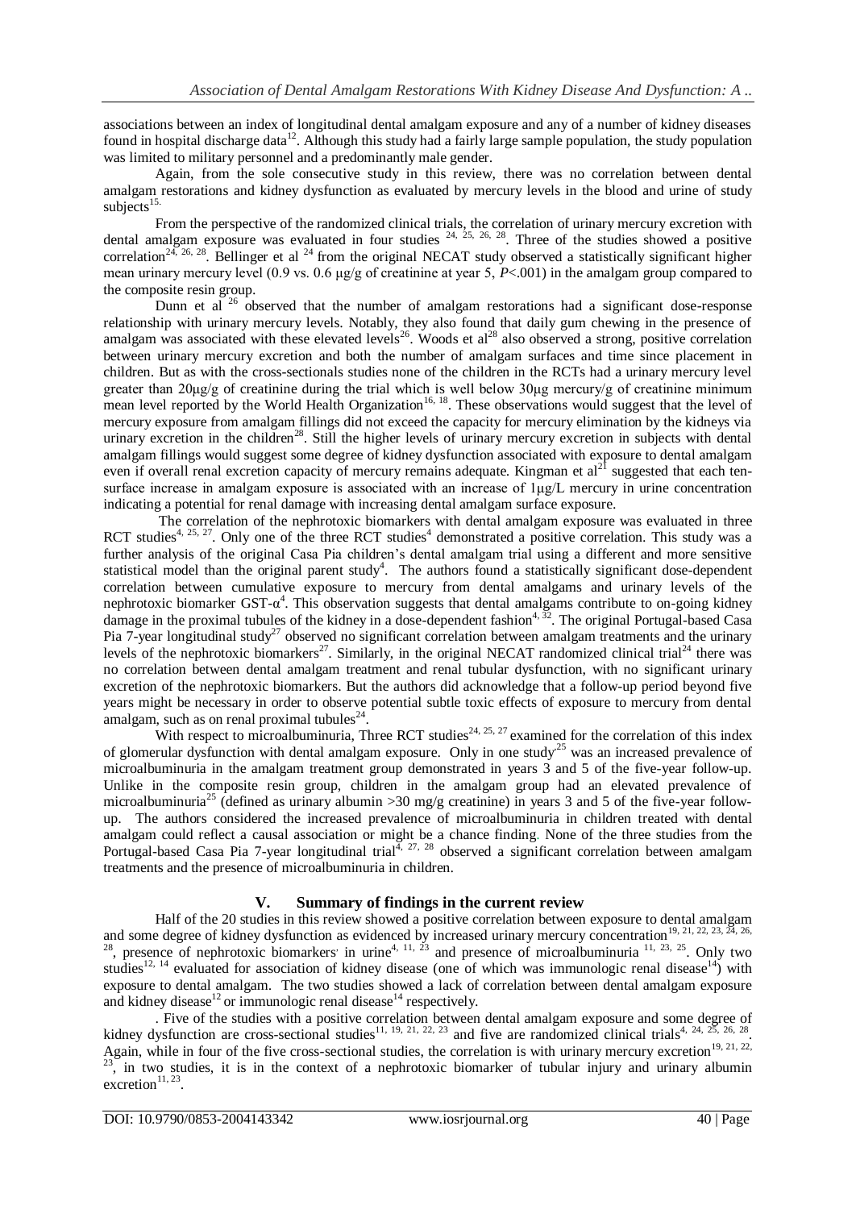associations between an index of longitudinal dental amalgam exposure and any of a number of kidney diseases found in hospital discharge data[12]. Although this study had a fairly large sample population, the study population was limited to military personnel and a predominantly male gender.

Again, from the sole consecutive study in this review, there was no correlation between dental amalgam restorations and kidney dysfunction as evaluated by mercury levels in the blood and urine of study subjects[15].

From the perspective of the randomized clinical trials, the correlation of urinary mercury excretion with dental amalgam exposure was evaluated in four studies [24, 25, 26, 28]. Three of the studies showed a positive correlation[24, 26, 28]. Bellinger et al [24] from the original NECAT study observed a statistically significant higher mean urinary mercury level (0.9 vs. 0.6 µg/g of creatinine at year 5, $P<.001$) in the amalgam group compared to the composite resin group.

Dunn et al [26] observed that the number of amalgam restorations had a significant dose-response relationship with urinary mercury levels. Notably, they also found that daily gum chewing in the presence of amalgam was associated with these elevated levels[26]. Woods et al[28] also observed a strong, positive correlation between urinary mercury excretion and both the number of amalgam surfaces and time since placement in children. But as with the cross-sectionals studies none of the children in the RCTs had a urinary mercury level greater than 20µg/g of creatinine during the trial which is well below 30µg mercury/g of creatinine minimum mean level reported by the World Health Organization[16, 18]. These observations would suggest that the level of mercury exposure from amalgam fillings did not exceed the capacity for mercury elimination by the kidneys via urinary excretion in the children[28]. Still the higher levels of urinary mercury excretion in subjects with dental amalgam fillings would suggest some degree of kidney dysfunction associated with exposure to dental amalgam even if overall renal excretion capacity of mercury remains adequate. Kingman et al[21] suggested that each ten-surface increase in amalgam exposure is associated with an increase of 1µg/L mercury in urine concentration indicating a potential for renal damage with increasing dental amalgam surface exposure.

The correlation of the nephrotoxic biomarkers with dental amalgam exposure was evaluated in three RCT studies[4, 25, 27]. Only one of the three RCT studies[4] demonstrated a positive correlation. This study was a further analysis of the original Casa Pia children's dental amalgam trial using a different and more sensitive statistical model than the original parent study[4]. The authors found a statistically significant dose-dependent correlation between cumulative exposure to mercury from dental amalgams and urinary levels of the nephrotoxic biomarker GST-$\alpha$[4]. This observation suggests that dental amalgams contribute to on-going kidney damage in the proximal tubules of the kidney in a dose-dependent fashion[4, 32]. The original Portugal-based Casa Pia 7-year longitudinal study[27] observed no significant correlation between amalgam treatments and the urinary levels of the nephrotoxic biomarkers[27]. Similarly, in the original NECAT randomized clinical trial[24] there was no correlation between dental amalgam treatment and renal tubular dysfunction, with no significant urinary excretion of the nephrotoxic biomarkers. But the authors did acknowledge that a follow-up period beyond five years might be necessary in order to observe potential subtle toxic effects of exposure to mercury from dental amalgam, such as on renal proximal tubules[24].

With respect to microalbuminuria, Three RCT studies[24, 25, 27] examined for the correlation of this index of glomerular dysfunction with dental amalgam exposure. Only in one study[25] was an increased prevalence of microalbuminuria in the amalgam treatment group demonstrated in years 3 and 5 of the five-year follow-up. Unlike in the composite resin group, children in the amalgam group had an elevated prevalence of microalbuminuria[25] (defined as urinary albumin >30 mg/g creatinine) in years 3 and 5 of the five-year follow-up. The authors considered the increased prevalence of microalbuminuria in children treated with dental amalgam could reflect a causal association or might be a chance finding. None of the three studies from the Portugal-based Casa Pia 7-year longitudinal trial[4, 27, 28] observed a significant correlation between amalgam treatments and the presence of microalbuminuria in children.

## V. Summary of findings in the current review

Half of the 20 studies in this review showed a positive correlation between exposure to dental amalgam and some degree of kidney dysfunction as evidenced by increased urinary mercury concentration[19, 21, 22, 23, 24, 26, 28], presence of nephrotoxic biomarkers in urine[4, 11, 23] and presence of microalbuminuria [11, 23, 25]. Only two studies[12, 14] evaluated for association of kidney disease (one of which was immunologic renal disease[14]) with exposure to dental amalgam. The two studies showed a lack of correlation between dental amalgam exposure and kidney disease[12] or immunologic renal disease[14] respectively.

. Five of the studies with a positive correlation between dental amalgam exposure and some degree of kidney dysfunction are cross-sectional studies[11, 19, 21, 22, 23] and five are randomized clinical trials[4, 24, 25, 26, 28]. Again, while in four of the five cross-sectional studies, the correlation is with urinary mercury excretion[19, 21, 22, 23], in two studies, it is in the context of a nephrotoxic biomarker of tubular injury and urinary albumin excretion[11, 23].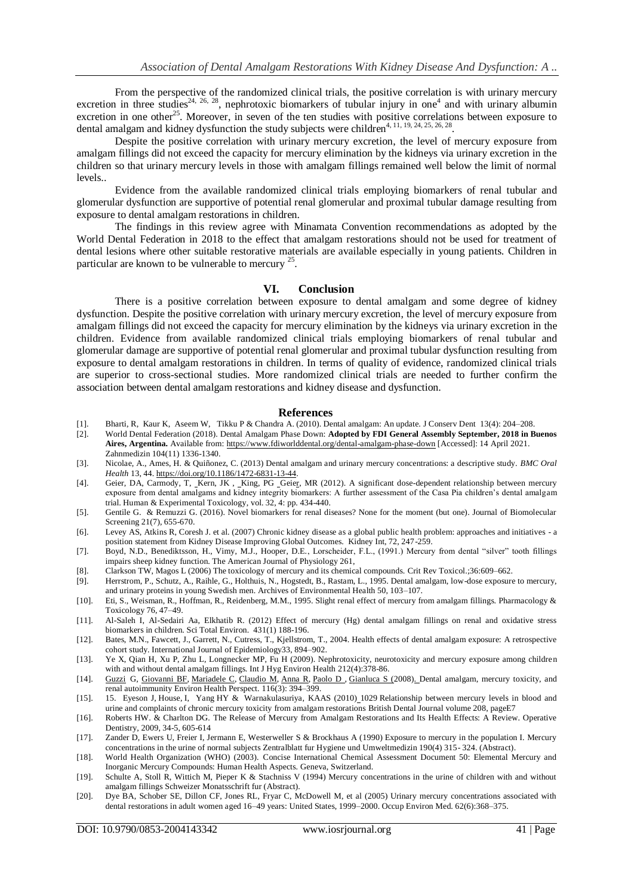From the perspective of the randomized clinical trials, the positive correlation is with urinary mercury excretion in three studies[24, 26, 28], nephrotoxic biomarkers of tubular injury in one[4] and with urinary albumin excretion in one other[25]. Moreover, in seven of the ten studies with positive correlations between exposure to dental amalgam and kidney dysfunction the study subjects were children[4, 11, 19, 24, 25, 26, 28].

Despite the positive correlation with urinary mercury excretion, the level of mercury exposure from amalgam fillings did not exceed the capacity for mercury elimination by the kidneys via urinary excretion in the children so that urinary mercury levels in those with amalgam fillings remained well below the limit of normal levels..

Evidence from the available randomized clinical trials employing biomarkers of renal tubular and glomerular dysfunction are supportive of potential renal glomerular and proximal tubular damage resulting from exposure to dental amalgam restorations in children.

The findings in this review agree with Minamata Convention recommendations as adopted by the World Dental Federation in 2018 to the effect that amalgam restorations should not be used for treatment of dental lesions where other suitable restorative materials are available especially in young patients. Children in particular are known to be vulnerable to mercury [25].

## VI. Conclusion

There is a positive correlation between exposure to dental amalgam and some degree of kidney dysfunction. Despite the positive correlation with urinary mercury excretion, the level of mercury exposure from amalgam fillings did not exceed the capacity for mercury elimination by the kidneys via urinary excretion in the children. Evidence from available randomized clinical trials employing biomarkers of renal tubular and glomerular damage are supportive of potential renal glomerular and proximal tubular dysfunction resulting from exposure to dental amalgam restorations in children. In terms of quality of evidence, randomized clinical trials are superior to cross-sectional studies. More randomized clinical trials are needed to further confirm the association between dental amalgam restorations and kidney disease and dysfunction.

## References

[1]. Bharti, R, Kaur K, Aseem W, Tikku P & Chandra A. (2010). Dental amalgam: An update. J Conserv Dent 13(4): 204–208.

[2]. World Dental Federation (2018). Dental Amalgam Phase Down: **Adopted by FDI General Assembly September, 2018 in Buenos Aires, Argentina.** Available from: https://www.fdiworlddental.org/dental-amalgam-phase-down [Accessed]: 14 April 2021. Zahnmedizin 104(11) 1336-1340.

[3]. Nicolae, A., Ames, H. & Quiñonez, C. (2013) Dental amalgam and urinary mercury concentrations: a descriptive study. *BMC Oral Health* 13, 44. https://doi.org/10.1186/1472-6831-13-44.

[4]. Geier, DA, Carmody, T, Kern, JK , King, PG Geier, MR (2012). A significant dose-dependent relationship between mercury exposure from dental amalgams and kidney integrity biomarkers: A further assessment of the Casa Pia children's dental amalgam trial. Human & Experimental Toxicology, vol. 32, 4: pp. 434-440.

[5]. Gentile G. & Remuzzi G. (2016). Novel biomarkers for renal diseases? None for the moment (but one). Journal of Biomolecular Screening 21(7), 655-670.

[6]. Levey AS, Atkins R, Coresh J. et al. (2007) Chronic kidney disease as a global public health problem: approaches and initiatives - a position statement from Kidney Disease Improving Global Outcomes. Kidney Int, 72, 247-259.

[7]. Boyd, N.D., Benediktsson, H., Vimy, M.J., Hooper, D.E., Lorscheider, F.L., (1991.) Mercury from dental "silver" tooth fillings impairs sheep kidney function. The American Journal of Physiology 261,

[8]. Clarkson TW, Magos L (2006) The toxicology of mercury and its chemical compounds. Crit Rev Toxicol.;36:609–662.

[9]. Herrstrom, P., Schutz, A., Raihle, G., Holthuis, N., Hogstedt, B., Rastam, L., 1995. Dental amalgam, low-dose exposure to mercury, and urinary proteins in young Swedish men. Archives of Environmental Health 50, 103–107.

[10]. Eti, S., Weisman, R., Hoffman, R., Reidenberg, M.M., 1995. Slight renal effect of mercury from amalgam fillings. Pharmacology & Toxicology 76, 47–49.

[11]. Al-Saleh I, Al-Sedairi Aa, Elkhatib R. (2012) Effect of mercury (Hg) dental amalgam fillings on renal and oxidative stress biomarkers in children. Sci Total Environ. 431(1) 188-196.

[12]. Bates, M.N., Fawcett, J., Garrett, N., Cutress, T., Kjellstrom, T., 2004. Health effects of dental amalgam exposure: A retrospective cohort study. International Journal of Epidemiology33, 894–902.

[13]. Ye X, Qian H, Xu P, Zhu L, Longnecker MP, Fu H (2009). Nephrotoxicity, neurotoxicity and mercury exposure among children with and without dental amalgam fillings. Int J Hyg Environ Health 212(4):378-86.

[14]. Guzzi G, Giovanni BF, Mariadele C, Claudio M, Anna R, Paolo D , Gianluca S (2008). Dental amalgam, mercury toxicity, and renal autoimmunity Environ Health Perspect. 116(3): 394–399.

[15]. 15. Eyeson J, House, I, Yang HY & Warnakulasuriya, KAAS (2010) 1029 Relationship between mercury levels in blood and urine and complaints of chronic mercury toxicity from amalgam restorations British Dental Journal volume 208, pageE7

[16]. Roberts HW. & Charlton DG. The Release of Mercury from Amalgam Restorations and Its Health Effects: A Review. Operative Dentistry, 2009, 34-5, 605-614

[17]. Zander D, Ewers U, Freier I, Jermann E, Westerweller S & Brockhaus A (1990) Exposure to mercury in the population I. Mercury concentrations in the urine of normal subjects Zentralblatt fur Hygiene und Umweltmedizin 190(4) 315- 324. (Abstract).

[18]. World Health Organization (WHO) (2003). Concise International Chemical Assessment Document 50: Elemental Mercury and Inorganic Mercury Compounds: Human Health Aspects. Geneva, Switzerland.

[19]. Schulte A, Stoll R, Wittich M, Pieper K & Stachniss V (1994) Mercury concentrations in the urine of children with and without amalgam fillings Schweizer Monatsschrift fur (Abstract).

[20]. Dye BA, Schober SE, Dillon CF, Jones RL, Fryar C, McDowell M, et al (2005) Urinary mercury concentrations associated with dental restorations in adult women aged 16–49 years: United States, 1999–2000. Occup Environ Med. 62(6):368–375.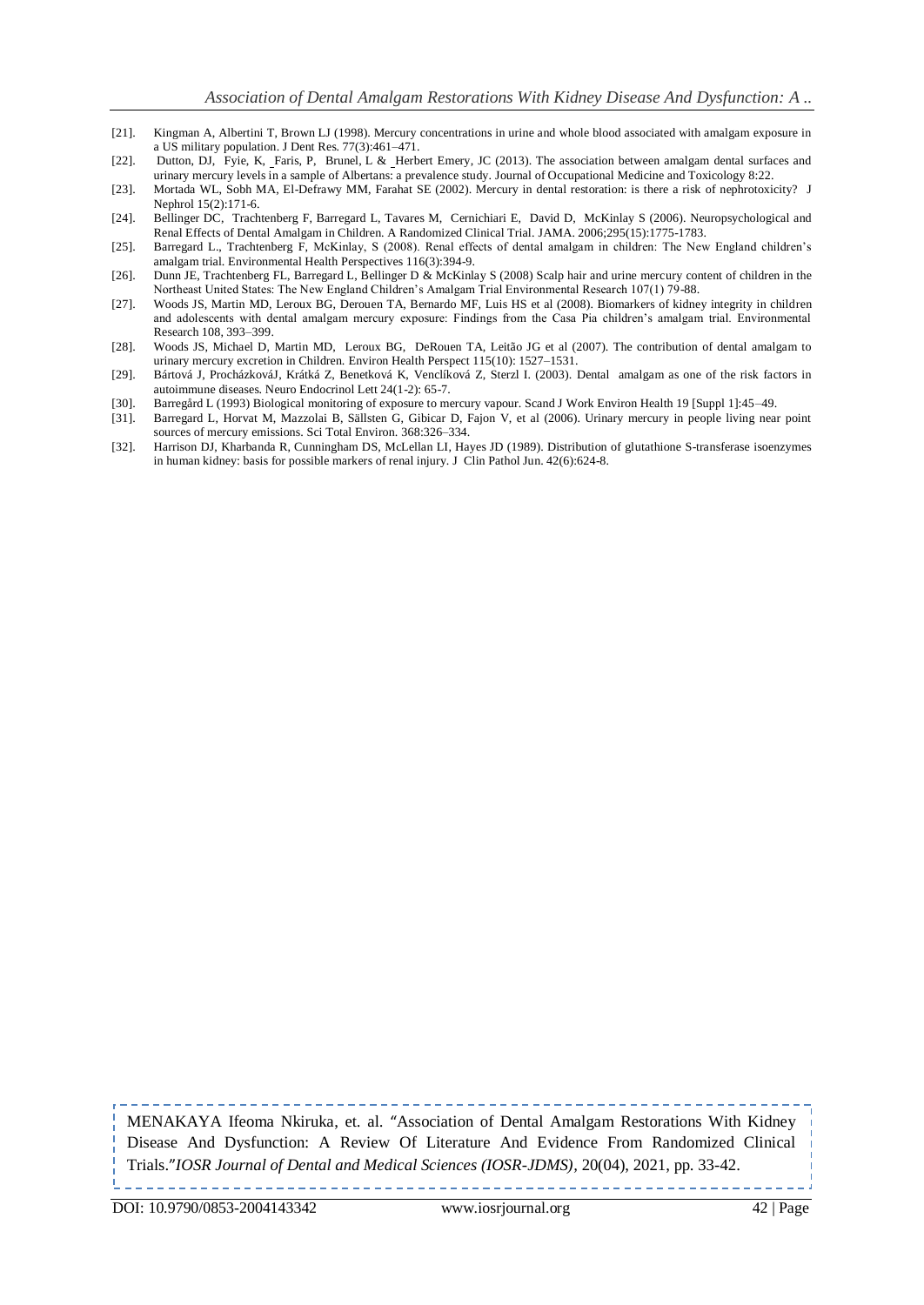[21]. Kingman A, Albertini T, Brown LJ (1998). Mercury concentrations in urine and whole blood associated with amalgam exposure in a US military population. J Dent Res. 77(3):461–471.

[22]. Dutton, DJ, Fyie, K, Faris, P, Brunel, L & Herbert Emery, JC (2013). The association between amalgam dental surfaces and urinary mercury levels in a sample of Albertans: a prevalence study. Journal of Occupational Medicine and Toxicology 8:22.

[23]. Mortada WL, Sobh MA, El-Defrawy MM, Farahat SE (2002). Mercury in dental restoration: is there a risk of nephrotoxicity? J Nephrol 15(2):171-6.

[24]. Bellinger DC, Trachtenberg F, Barregard L, Tavares M, Cernichiari E, David D, McKinlay S (2006). Neuropsychological and Renal Effects of Dental Amalgam in Children. A Randomized Clinical Trial. JAMA. 2006;295(15):1775-1783.

[25]. Barregard L., Trachtenberg F, McKinlay, S (2008). Renal effects of dental amalgam in children: The New England children's amalgam trial. Environmental Health Perspectives 116(3):394-9.

[26]. Dunn JE, Trachtenberg FL, Barregard L, Bellinger D & McKinlay S (2008) Scalp hair and urine mercury content of children in the Northeast United States: The New England Children's Amalgam Trial Environmental Research 107(1) 79-88.

[27]. Woods JS, Martin MD, Leroux BG, Derouen TA, Bernardo MF, Luis HS et al (2008). Biomarkers of kidney integrity in children and adolescents with dental amalgam mercury exposure: Findings from the Casa Pia children's amalgam trial. Environmental Research 108, 393–399.

[28]. Woods JS, Michael D, Martin MD, Leroux BG, DeRouen TA, Leitão JG et al (2007). The contribution of dental amalgam to urinary mercury excretion in Children. Environ Health Perspect 115(10): 1527–1531.

[29]. Bártová J, ProcházkováJ, Krátká Z, Benetková K, Venclíková Z, Sterzl I. (2003). Dental amalgam as one of the risk factors in autoimmune diseases. Neuro Endocrinol Lett 24(1-2): 65-7.

[30]. Barregård L (1993) Biological monitoring of exposure to mercury vapour. Scand J Work Environ Health 19 [Suppl 1]:45–49.

[31]. Barregard L, Horvat M, Mazzolai B, Sällsten G, Gibicar D, Fajon V, et al (2006). Urinary mercury in people living near point sources of mercury emissions. Sci Total Environ. 368:326–334.

[32]. Harrison DJ, Kharbanda R, Cunningham DS, McLellan LI, Hayes JD (1989). Distribution of glutathione S-transferase isoenzymes in human kidney: basis for possible markers of renal injury. J Clin Pathol Jun. 42(6):624-8.

MENAKAYA Ifeoma Nkiruka, et. al. "Association of Dental Amalgam Restorations With Kidney Disease And Dysfunction: A Review Of Literature And Evidence From Randomized Clinical Trials."*IOSR Journal of Dental and Medical Sciences (IOSR-JDMS)*, 20(04), 2021, pp. 33-42.